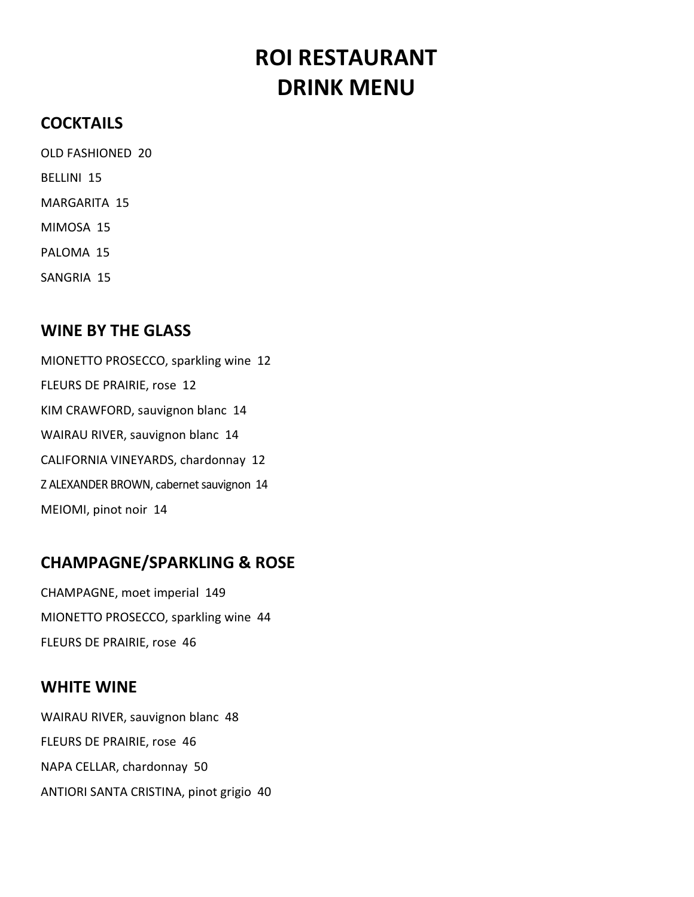# ROI RESTAURANT DRINK MENU

## COCKTAILS

OLD FASHIONED 20

BELLINI 15

MARGARITA 15

MIMOSA 15

PALOMA 15

SANGRIA 15

## WINE BY THE GLASS

MIONETTO PROSECCO, sparkling wine 12

FLEURS DE PRAIRIE, rose 12

KIM CRAWFORD, sauvignon blanc 14

WAIRAU RIVER, sauvignon blanc 14

CALIFORNIA VINEYARDS, chardonnay 12

Z ALEXANDER BROWN, cabernet sauvignon 14

MEIOMI, pinot noir 14

## CHAMPAGNE/SPARKLING & ROSE

CHAMPAGNE, moet imperial 149

MIONETTO PROSECCO, sparkling wine 44

FLEURS DE PRAIRIE, rose 46

## WHITE WINE

WAIRAU RIVER, sauvignon blanc 48

FLEURS DE PRAIRIE, rose 46

NAPA CELLAR, chardonnay 50

ANTIORI SANTA CRISTINA, pinot grigio 40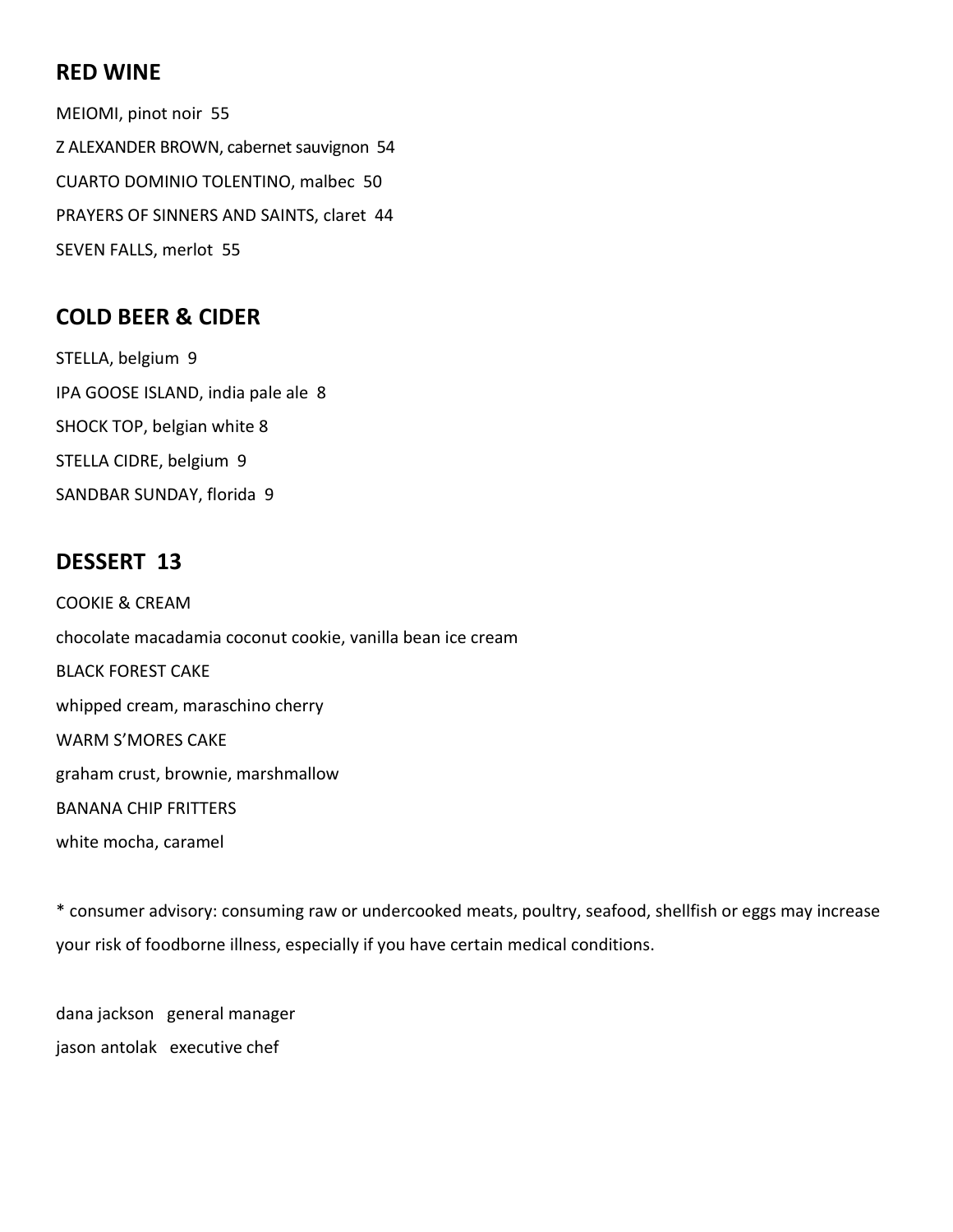## RED WINE

MEIOMI, pinot noir 55

Z ALEXANDER BROWN, cabernet sauvignon 54

CUARTO DOMINIO TOLENTINO, malbec 50

PRAYERS OF SINNERS AND SAINTS, claret 44

SEVEN FALLS, merlot 55

## COLD BEER & CIDER

STELLA, belgium 9

IPA GOOSE ISLAND, india pale ale 8

SHOCK TOP, belgian white 8

STELLA CIDRE, belgium 9

SANDBAR SUNDAY, florida 9

## DESSERT 13

COOKIE & CREAM

chocolate macadamia coconut cookie, vanilla bean ice cream

BLACK FOREST CAKE

whipped cream, maraschino cherry

WARM S'MORES CAKE

graham crust, brownie, marshmallow

BANANA CHIP FRITTERS

white mocha, caramel

* consumer advisory: consuming raw or undercooked meats, poultry, seafood, shellfish or eggs may increase your risk of foodborne illness, especially if you have certain medical conditions.

dana jackson general manager

jason antolak executive chef